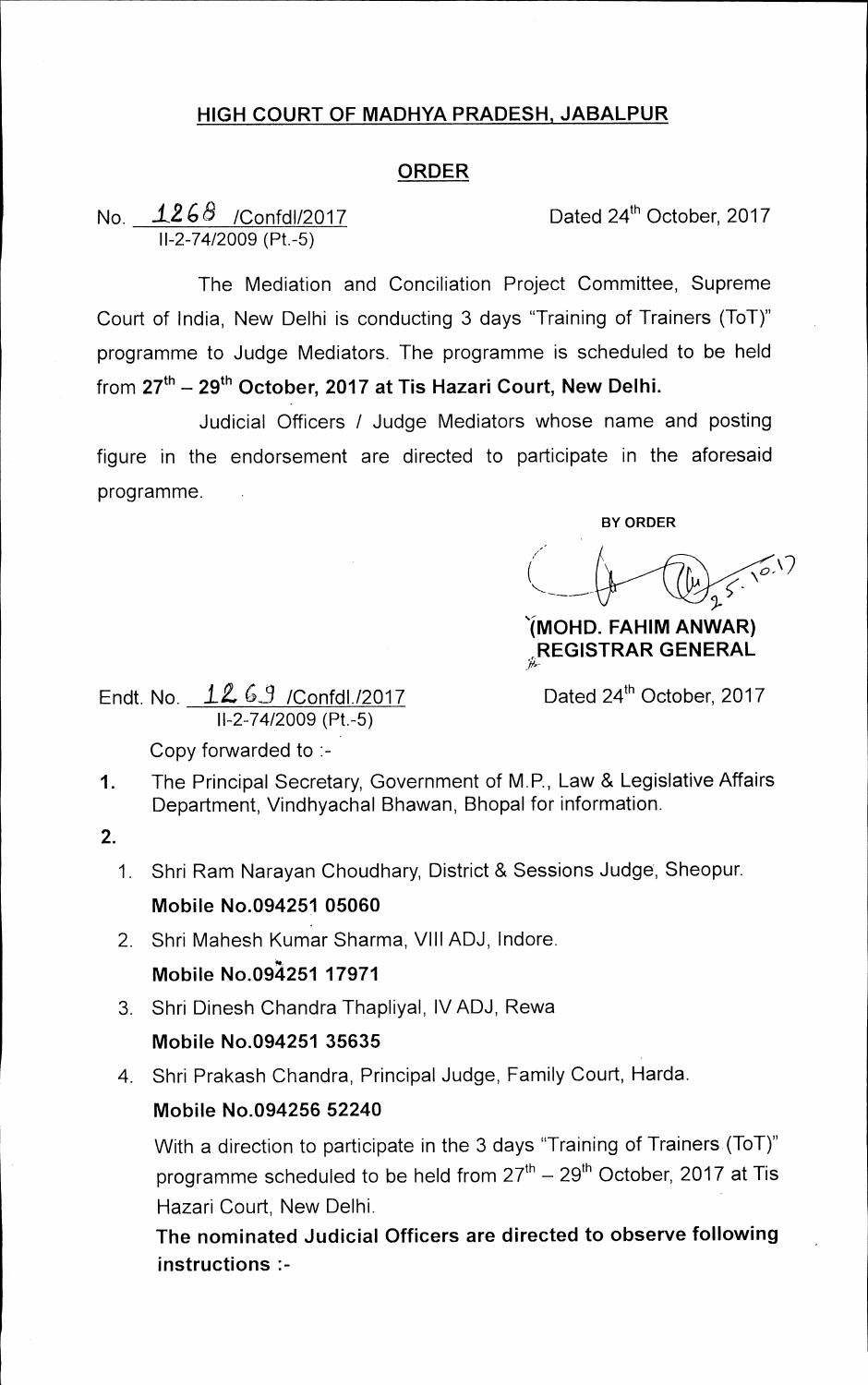## HIGH COURT OF MADHYA PRADESH, JABALPUR

### ORDER

No. 1268 /Confdl/2017  
II-2-74/2009 (Pt.-5)

Dated 24th October, 2017

The Mediation and Conciliation Project Committee, Supreme Court of India, New Delhi is conducting 3 days "Training of Trainers (ToT)" programme to Judge Mediators. The programme is scheduled to be held from **27th – 29th October, 2017 at Tis Hazari Court, New Delhi.**

Judicial Officers / Judge Mediators whose name and posting figure in the endorsement are directed to participate in the aforesaid programme.

BY ORDER

**(MOHD. FAHIM ANWAR)**  
**REGISTRAR GENERAL**

Endt. No. 1269 /Confdl./2017  
II-2-74/2009 (Pt.-5)

Dated 24th October, 2017

Copy forwarded to :-

1. The Principal Secretary, Government of M.P., Law & Legislative Affairs Department, Vindhyachal Bhawan, Bhopal for information.

2.
   1. Shri Ram Narayan Choudhary, District & Sessions Judge, Sheopur.  
      **Mobile No.094251 05060**
   2. Shri Mahesh Kumar Sharma, VIII ADJ, Indore.  
      **Mobile No.094251 17971**
   3. Shri Dinesh Chandra Thapliyal, IV ADJ, Rewa  
      **Mobile No.094251 35635**
   4. Shri Prakash Chandra, Principal Judge, Family Court, Harda.  
      **Mobile No.094256 52240**

   With a direction to participate in the 3 days "Training of Trainers (ToT)" programme scheduled to be held from 27th – 29th October, 2017 at Tis Hazari Court, New Delhi.

   **The nominated Judicial Officers are directed to observe following instructions :-**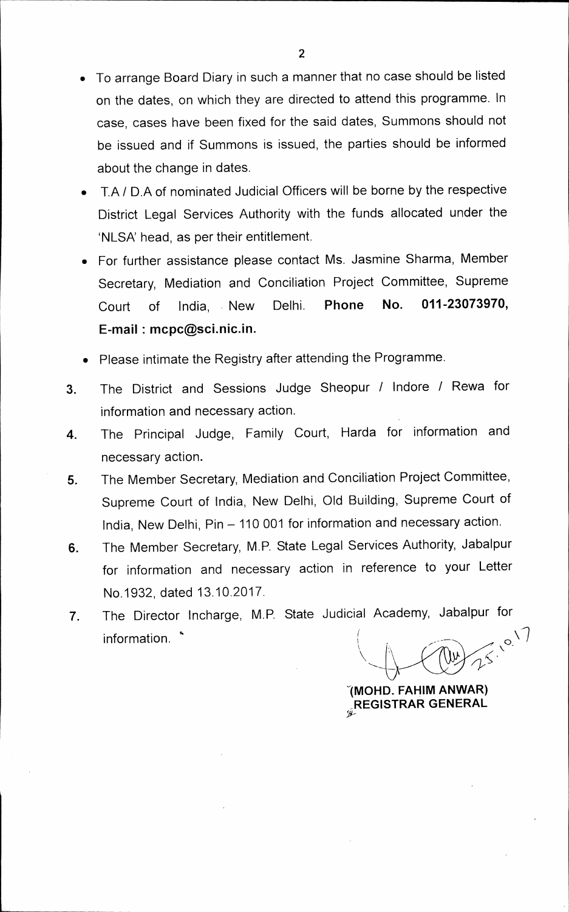- To arrange Board Diary in such a manner that no case should be listed on the dates, on which they are directed to attend this programme. In case, cases have been fixed for the said dates, Summons should not be issued and if Summons is issued, the parties should be informed about the change in dates.
- T.A / D.A of nominated Judicial Officers will be borne by the respective District Legal Services Authority with the funds allocated under the 'NLSA' head, as per their entitlement.
- For further assistance please contact Ms. Jasmine Sharma, Member Secretary, Mediation and Conciliation Project Committee, Supreme Court of India, New Delhi. **Phone No. 011-23073970, E-mail : mcpc@sci.nic.in.**
- Please intimate the Registry after attending the Programme.

3. The District and Sessions Judge Sheopur / Indore / Rewa for information and necessary action.
4. The Principal Judge, Family Court, Harda for information and necessary action.
5. The Member Secretary, Mediation and Conciliation Project Committee, Supreme Court of India, New Delhi, Old Building, Supreme Court of India, New Delhi, Pin – 110 001 for information and necessary action.
6. The Member Secretary, M.P. State Legal Services Authority, Jabalpur for information and necessary action in reference to your Letter No.1932, dated 13.10.2017.
7. The Director Incharge, M.P. State Judicial Academy, Jabalpur for information.

25.10.17

**(MOHD. FAHIM ANWAR)**
**REGISTRAR GENERAL**